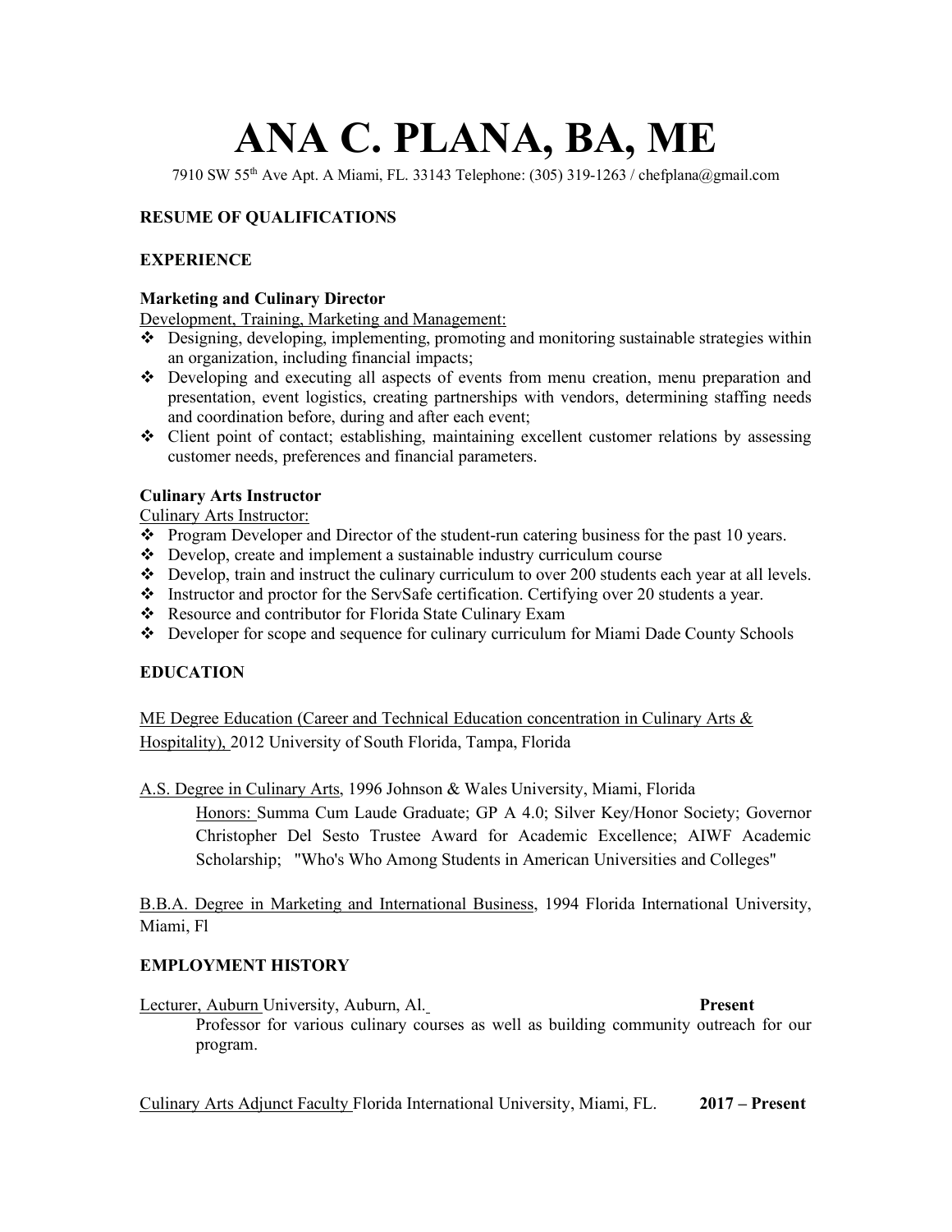# ANA C. PLANA, BA, ME

7910 SW 55th Ave Apt. A Miami, FL. 33143 Telephone: (305) 319-1263 / chefplana@gmail.com

**RESUME OF QUALIFICATIONS**

## EXPERIENCE

**Marketing and Culinary Director**

Development, Training, Marketing and Management:

- Designing, developing, implementing, promoting and monitoring sustainable strategies within an organization, including financial impacts;
- Developing and executing all aspects of events from menu creation, menu preparation and presentation, event logistics, creating partnerships with vendors, determining staffing needs and coordination before, during and after each event;
- Client point of contact; establishing, maintaining excellent customer relations by assessing customer needs, preferences and financial parameters.

**Culinary Arts Instructor**

Culinary Arts Instructor:

- Program Developer and Director of the student-run catering business for the past 10 years.
- Develop, create and implement a sustainable industry curriculum course
- Develop, train and instruct the culinary curriculum to over 200 students each year at all levels.
- Instructor and proctor for the ServSafe certification. Certifying over 20 students a year.
- Resource and contributor for Florida State Culinary Exam
- Developer for scope and sequence for culinary curriculum for Miami Dade County Schools

## EDUCATION

ME Degree Education (Career and Technical Education concentration in Culinary Arts & Hospitality), 2012 University of South Florida, Tampa, Florida

A.S. Degree in Culinary Arts, 1996 Johnson & Wales University, Miami, Florida

Honors: Summa Cum Laude Graduate; GP A 4.0; Silver Key/Honor Society; Governor Christopher Del Sesto Trustee Award for Academic Excellence; AIWF Academic Scholarship; "Who's Who Among Students in American Universities and Colleges"

B.B.A. Degree in Marketing and International Business, 1994 Florida International University, Miami, Fl

## EMPLOYMENT HISTORY

Lecturer, Auburn University, Auburn, Al. **Present**

Professor for various culinary courses as well as building community outreach for our program.

Culinary Arts Adjunct Faculty Florida International University, Miami, FL. **2017 – Present**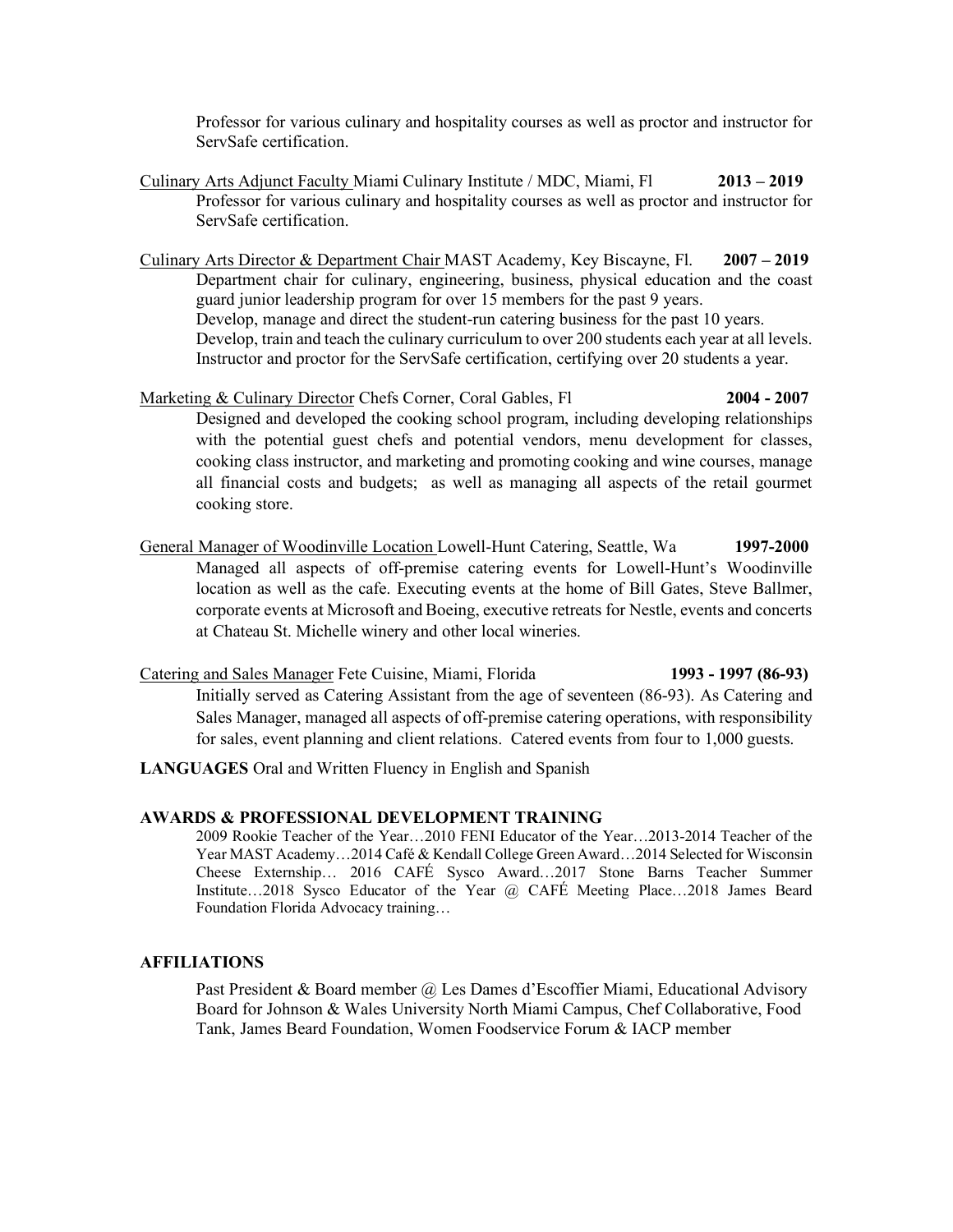Professor for various culinary and hospitality courses as well as proctor and instructor for ServSafe certification.

Culinary Arts Adjunct Faculty Miami Culinary Institute / MDC, Miami, Fl **2013 – 2019**

Professor for various culinary and hospitality courses as well as proctor and instructor for ServSafe certification.

Culinary Arts Director & Department Chair MAST Academy, Key Biscayne, Fl. **2007 – 2019**

Department chair for culinary, engineering, business, physical education and the coast guard junior leadership program for over 15 members for the past 9 years.
Develop, manage and direct the student-run catering business for the past 10 years.
Develop, train and teach the culinary curriculum to over 200 students each year at all levels.
Instructor and proctor for the ServSafe certification, certifying over 20 students a year.

Marketing & Culinary Director Chefs Corner, Coral Gables, Fl **2004 - 2007**

Designed and developed the cooking school program, including developing relationships with the potential guest chefs and potential vendors, menu development for classes, cooking class instructor, and marketing and promoting cooking and wine courses, manage all financial costs and budgets; as well as managing all aspects of the retail gourmet cooking store.

General Manager of Woodinville Location Lowell-Hunt Catering, Seattle, Wa **1997-2000**

Managed all aspects of off-premise catering events for Lowell-Hunt's Woodinville location as well as the cafe. Executing events at the home of Bill Gates, Steve Ballmer, corporate events at Microsoft and Boeing, executive retreats for Nestle, events and concerts at Chateau St. Michelle winery and other local wineries.

Catering and Sales Manager Fete Cuisine, Miami, Florida **1993 - 1997 (86-93)**

Initially served as Catering Assistant from the age of seventeen (86-93). As Catering and Sales Manager, managed all aspects of off-premise catering operations, with responsibility for sales, event planning and client relations. Catered events from four to 1,000 guests.

**LANGUAGES** Oral and Written Fluency in English and Spanish

## AWARDS & PROFESSIONAL DEVELOPMENT TRAINING

2009 Rookie Teacher of the Year…2010 FENI Educator of the Year…2013-2014 Teacher of the Year MAST Academy…2014 Café & Kendall College Green Award…2014 Selected for Wisconsin Cheese Externship… 2016 CAFÉ Sysco Award…2017 Stone Barns Teacher Summer Institute…2018 Sysco Educator of the Year @ CAFÉ Meeting Place…2018 James Beard Foundation Florida Advocacy training…

## AFFILIATIONS

Past President & Board member @ Les Dames d'Escoffier Miami, Educational Advisory Board for Johnson & Wales University North Miami Campus, Chef Collaborative, Food Tank, James Beard Foundation, Women Foodservice Forum & IACP member